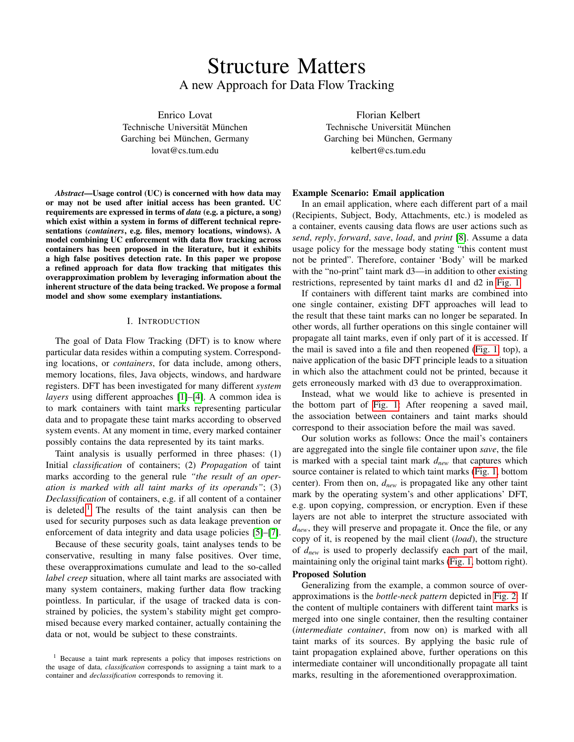# Structure Matters

## A new Approach for Data Flow Tracking

Enrico Lovat
Technische Universität München
Garching bei München, Germany
lovat@cs.tum.edu

Florian Kelbert
Technische Universität München
Garching bei München, Germany
kelbert@cs.tum.edu

***Abstract*—Usage control (UC) is concerned with how data may or may not be used after initial access has been granted. UC requirements are expressed in terms of *data* (e.g. a picture, a song) which exist within a system in forms of different technical representations (*containers*, e.g. files, memory locations, windows). A model combining UC enforcement with data flow tracking across containers has been proposed in the literature, but it exhibits a high false positives detection rate. In this paper we propose a refined approach for data flow tracking that mitigates this overapproximation problem by leveraging information about the inherent structure of the data being tracked. We propose a formal model and show some exemplary instantiations.**

## I. Introduction

The goal of Data Flow Tracking (DFT) is to know where particular data resides within a computing system. Corresponding locations, or *containers*, for data include, among others, memory locations, files, Java objects, windows, and hardware registers. DFT has been investigated for many different *system layers* using different approaches [1]–[4]. A common idea is to mark containers with taint marks representing particular data and to propagate these taint marks according to observed system events. At any moment in time, every marked container possibly contains the data represented by its taint marks.

Taint analysis is usually performed in three phases: (1) Initial *classification* of containers; (2) *Propagation* of taint marks according to the general rule *"the result of an operation is marked with all taint marks of its operands"*; (3) *Declassification* of containers, e.g. if all content of a container is deleted.[1] The results of the taint analysis can then be used for security purposes such as data leakage prevention or enforcement of data integrity and data usage policies [5]–[7].

Because of these security goals, taint analyses tends to be conservative, resulting in many false positives. Over time, these overapproximations cumulate and lead to the so-called *label creep* situation, where all taint marks are associated with many system containers, making further data flow tracking pointless. In particular, if the usage of tracked data is constrained by policies, the system's stability might get compromised because every marked container, actually containing the data or not, would be subject to these constraints.

[1] Because a taint mark represents a policy that imposes restrictions on the usage of data, *classification* corresponds to assigning a taint mark to a container and *declassification* corresponds to removing it.

### Example Scenario: Email application

In an email application, where each different part of a mail (Recipients, Subject, Body, Attachments, etc.) is modeled as a container, events causing data flows are user actions such as *send*, *reply*, *forward*, *save*, *load*, and *print* [8]. Assume a data usage policy for the message body stating "this content must not be printed". Therefore, container 'Body' will be marked with the "no-print" taint mark d3—in addition to other existing restrictions, represented by taint marks d1 and d2 in Fig. 1.

If containers with different taint marks are combined into one single container, existing DFT approaches will lead to the result that these taint marks can no longer be separated. In other words, all further operations on this single container will propagate all taint marks, even if only part of it is accessed. If the mail is saved into a file and then reopened (Fig. 1, top), a naive application of the basic DFT principle leads to a situation in which also the attachment could not be printed, because it gets erroneously marked with d3 due to overapproximation.

Instead, what we would like to achieve is presented in the bottom part of Fig. 1: After reopening a saved mail, the association between containers and taint marks should correspond to their association before the mail was saved.

Our solution works as follows: Once the mail's containers are aggregated into the single file container upon *save*, the file is marked with a special taint mark $d_{new}$ that captures which source container is related to which taint marks (Fig. 1, bottom center). From then on, $d_{new}$ is propagated like any other taint mark by the operating system's and other applications' DFT, e.g. upon copying, compression, or encryption. Even if these layers are not able to interpret the structure associated with $d_{new}$, they will preserve and propagate it. Once the file, or any copy of it, is reopened by the mail client (*load*), the structure of $d_{new}$ is used to properly declassify each part of the mail, maintaining only the original taint marks (Fig. 1, bottom right).

### Proposed Solution

Generalizing from the example, a common source of overapproximations is the *bottle-neck pattern* depicted in Fig. 2. If the content of multiple containers with different taint marks is merged into one single container, then the resulting container (*intermediate container*, from now on) is marked with all taint marks of its sources. By applying the basic rule of taint propagation explained above, further operations on this intermediate container will unconditionally propagate all taint marks, resulting in the aforementioned overapproximation.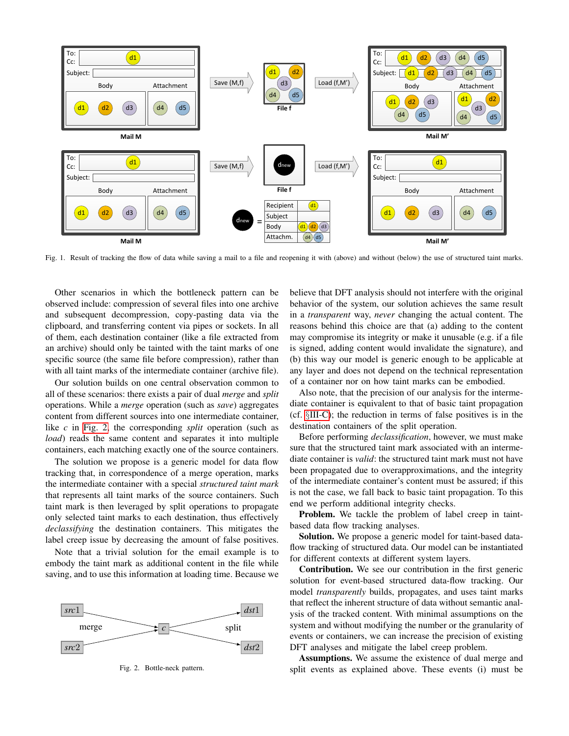Fig. 1. Result of tracking the flow of data while saving a mail to a file and reopening it with (above) and without (below) the use of structured taint marks.

Other scenarios in which the bottleneck pattern can be observed include: compression of several files into one archive and subsequent decompression, copy-pasting data via the clipboard, and transferring content via pipes or sockets. In all of them, each destination container (like a file extracted from an archive) should only be tainted with the taint marks of one specific source (the same file before compression), rather than with all taint marks of the intermediate container (archive file).

Our solution builds on one central observation common to all of these scenarios: there exists a pair of dual *merge* and *split* operations. While a *merge* operation (such as *save*) aggregates content from different sources into one intermediate container, like $c$ in Fig. 2, the corresponding *split* operation (such as *load*) reads the same content and separates it into multiple containers, each matching exactly one of the source containers.

The solution we propose is a generic model for data flow tracking that, in correspondence of a merge operation, marks the intermediate container with a special *structured taint mark* that represents all taint marks of the source containers. Such taint mark is then leveraged by split operations to propagate only selected taint marks to each destination, thus effectively *declassifying* the destination containers. This mitigates the label creep issue by decreasing the amount of false positives.

Note that a trivial solution for the email example is to embody the taint mark as additional content in the file while saving, and to use this information at loading time. Because we believe that DFT analysis should not interfere with the original behavior of the system, our solution achieves the same result in a *transparent* way, *never* changing the actual content. The reasons behind this choice are that (a) adding to the content may compromise its integrity or make it unusable (e.g. if a file is signed, adding content would invalidate the signature), and (b) this way our model is generic enough to be applicable at any layer and does not depend on the technical representation of a container nor on how taint marks can be embodied.

Also note, that the precision of our analysis for the intermediate container is equivalent to that of basic taint propagation (cf. §III-C); the reduction in terms of false positives is in the destination containers of the split operation.

Before performing *declassification*, however, we must make sure that the structured taint mark associated with an intermediate container is *valid*: the structured taint mark must not have been propagated due to overapproximations, and the integrity of the intermediate container's content must be assured; if this is not the case, we fall back to basic taint propagation. To this end we perform additional integrity checks.

Fig. 2. Bottle-neck pattern.

**Problem.** We tackle the problem of label creep in taint-based data flow tracking analyses.

**Solution.** We propose a generic model for taint-based data-flow tracking of structured data. Our model can be instantiated for different contexts at different system layers.

**Contribution.** We see our contribution in the first generic solution for event-based structured data-flow tracking. Our model *transparently* builds, propagates, and uses taint marks that reflect the inherent structure of data without semantic analysis of the tracked content. With minimal assumptions on the system and without modifying the number or the granularity of events or containers, we can increase the precision of existing DFT analyses and mitigate the label creep problem.

**Assumptions.** We assume the existence of dual merge and split events as explained above. These events (i) must be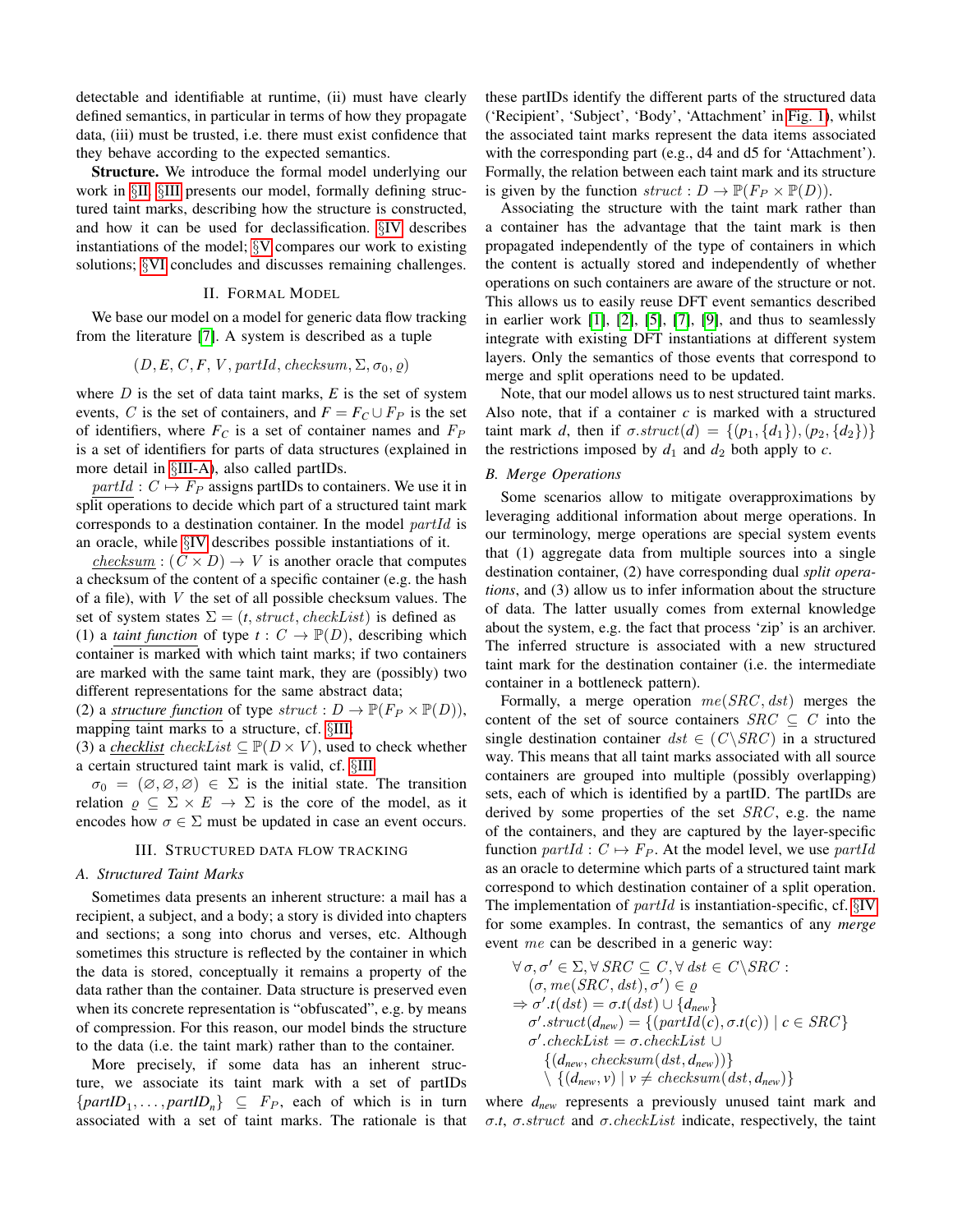detectable and identifiable at runtime, (ii) must have clearly defined semantics, in particular in terms of how they propagate data, (iii) must be trusted, i.e. there must exist confidence that they behave according to the expected semantics.

**Structure.** We introduce the formal model underlying our work in §II. §III presents our model, formally defining structured taint marks, describing how the structure is constructed, and how it can be used for declassification. §IV describes instantiations of the model; §V compares our work to existing solutions; §VI concludes and discusses remaining challenges.

## II. Formal Model

We base our model on a model for generic data flow tracking from the literature [7]. A system is described as a tuple

$$(D, E, C, F, V, \mathit{partId}, \mathit{checksum}, \Sigma, \sigma_0, \varrho)$$

where $D$ is the set of data taint marks, $E$ is the set of system events, $C$ is the set of containers, and $F = F_C \cup F_P$ is the set of identifiers, where $F_C$ is a set of container names and $F_P$ is a set of identifiers for parts of data structures (explained in more detail in §III-A), also called partIDs.

$\underline{\mathit{partId}} : C \mapsto F_P$ assigns partIDs to containers. We use it in split operations to decide which part of a structured taint mark corresponds to a destination container. In the model $\mathit{partId}$ is an oracle, while §IV describes possible instantiations of it.

$\underline{\mathit{checksum}} : (C \times D) \rightarrow V$ is another oracle that computes a checksum of the content of a specific container (e.g. the hash of a file), with $V$ the set of all possible checksum values. The set of system states $\Sigma = (t, \mathit{struct}, \mathit{checkList})$ is defined as
(1) a ***taint function*** of type $t : C \rightarrow \mathbb{P}(D)$, describing which container is marked with which taint marks; if two containers are marked with the same taint mark, they are (possibly) two different representations for the same abstract data;
(2) a ***structure function*** of type $\mathit{struct} : D \rightarrow \mathbb{P}(F_P \times \mathbb{P}(D))$, mapping taint marks to a structure, cf. §III;
(3) a ***checklist*** $\mathit{checkList} \subseteq \mathbb{P}(D \times V)$, used to check whether a certain structured taint mark is valid, cf. §III.

$\sigma_0 = (\varnothing, \varnothing, \varnothing) \in \Sigma$ is the initial state. The transition relation $\varrho \subseteq \Sigma \times E \rightarrow \Sigma$ is the core of the model, as it encodes how $\sigma \in \Sigma$ must be updated in case an event occurs.

## III. Structured data flow tracking

### A. Structured Taint Marks

Sometimes data presents an inherent structure: a mail has a recipient, a subject, and a body; a story is divided into chapters and sections; a song into chorus and verses, etc. Although sometimes this structure is reflected by the container in which the data is stored, conceptually it remains a property of the data rather than the container. Data structure is preserved even when its concrete representation is "obfuscated", e.g. by means of compression. For this reason, our model binds the structure to the data (i.e. the taint mark) rather than to the container.

More precisely, if some data has an inherent structure, we associate its taint mark with a set of partIDs $\{\mathit{partID}_1, \ldots, \mathit{partID}_n\} \subseteq F_P$, each of which is in turn associated with a set of taint marks. The rationale is that these partIDs identify the different parts of the structured data ('Recipient', 'Subject', 'Body', 'Attachment' in Fig. 1), whilst the associated taint marks represent the data items associated with the corresponding part (e.g., d4 and d5 for 'Attachment'). Formally, the relation between each taint mark and its structure is given by the function $\mathit{struct} : D \mapsto \mathbb{P}(F_P \times \mathbb{P}(D))$.

Associating the structure with the taint mark rather than a container has the advantage that the taint mark is then propagated independently of the type of containers in which the content is actually stored and independently of whether operations on such containers are aware of the structure or not. This allows us to easily reuse DFT event semantics described in earlier work [1], [2], [5], [7], [9], and thus to seamlessly integrate with existing DFT instantiations at different system layers. Only the semantics of those events that correspond to merge and split operations need to be updated.

Note, that our model allows us to nest structured taint marks. Also note, that if a container $c$ is marked with a structured taint mark $d$, then if $\sigma.\mathit{struct}(d) = \{(p_1, \{d_1\}), (p_2, \{d_2\})\}$ the restrictions imposed by $d_1$ and $d_2$ both apply to $c$.

### B. Merge Operations

Some scenarios allow to mitigate overapproximations by leveraging additional information about merge operations. In our terminology, merge operations are special system events that (1) aggregate data from multiple sources into a single destination container, (2) have corresponding dual *split operations*, and (3) allow us to infer information about the structure of data. The latter usually comes from external knowledge about the system, e.g. the fact that process 'zip' is an archiver. The inferred structure is associated with a new structured taint mark for the destination container (i.e. the intermediate container in a bottleneck pattern).

Formally, a merge operation $me(SRC, dst)$ merges the content of the set of source containers $SRC \subseteq C$ into the single destination container $dst \in (C \setminus SRC)$ in a structured way. This means that all taint marks associated with all source containers are grouped into multiple (possibly overlapping) sets, each of which is identified by a partID. The partIDs are derived by some properties of the set $SRC$, e.g. the name of the containers, and they are captured by the layer-specific function $\mathit{partId} : C \mapsto F_P$. At the model level, we use $\mathit{partId}$ as an oracle to determine which parts of a structured taint mark correspond to which destination container of a split operation. The implementation of $\mathit{partId}$ is instantiation-specific, cf. §IV for some examples. In contrast, the semantics of any *merge* event $me$ can be described in a generic way:

$$\begin{aligned}
&\forall\, \sigma, \sigma' \in \Sigma, \forall\, SRC \subseteq C, \forall\, dst \in C \setminus SRC : \\
&\quad (\sigma, me(SRC, dst), \sigma') \in \varrho \\
&\Rightarrow \sigma'.t(dst) = \sigma.t(dst) \cup \{d_{new}\} \\
&\quad \sigma'.\mathit{struct}(d_{new}) = \{(\mathit{partId}(c), \sigma.t(c)) \mid c \in SRC\} \\
&\quad \sigma'.\mathit{checkList} = \sigma.\mathit{checkList} \cup \\
&\qquad \{(d_{new}, \mathit{checksum}(dst, d_{new}))\} \\
&\qquad \setminus \{(d_{new}, v) \mid v \neq \mathit{checksum}(dst, d_{new})\}
\end{aligned}$$

where $d_{new}$ represents a previously unused taint mark and $\sigma.t$, $\sigma.\mathit{struct}$ and $\sigma.\mathit{checkList}$ indicate, respectively, the taint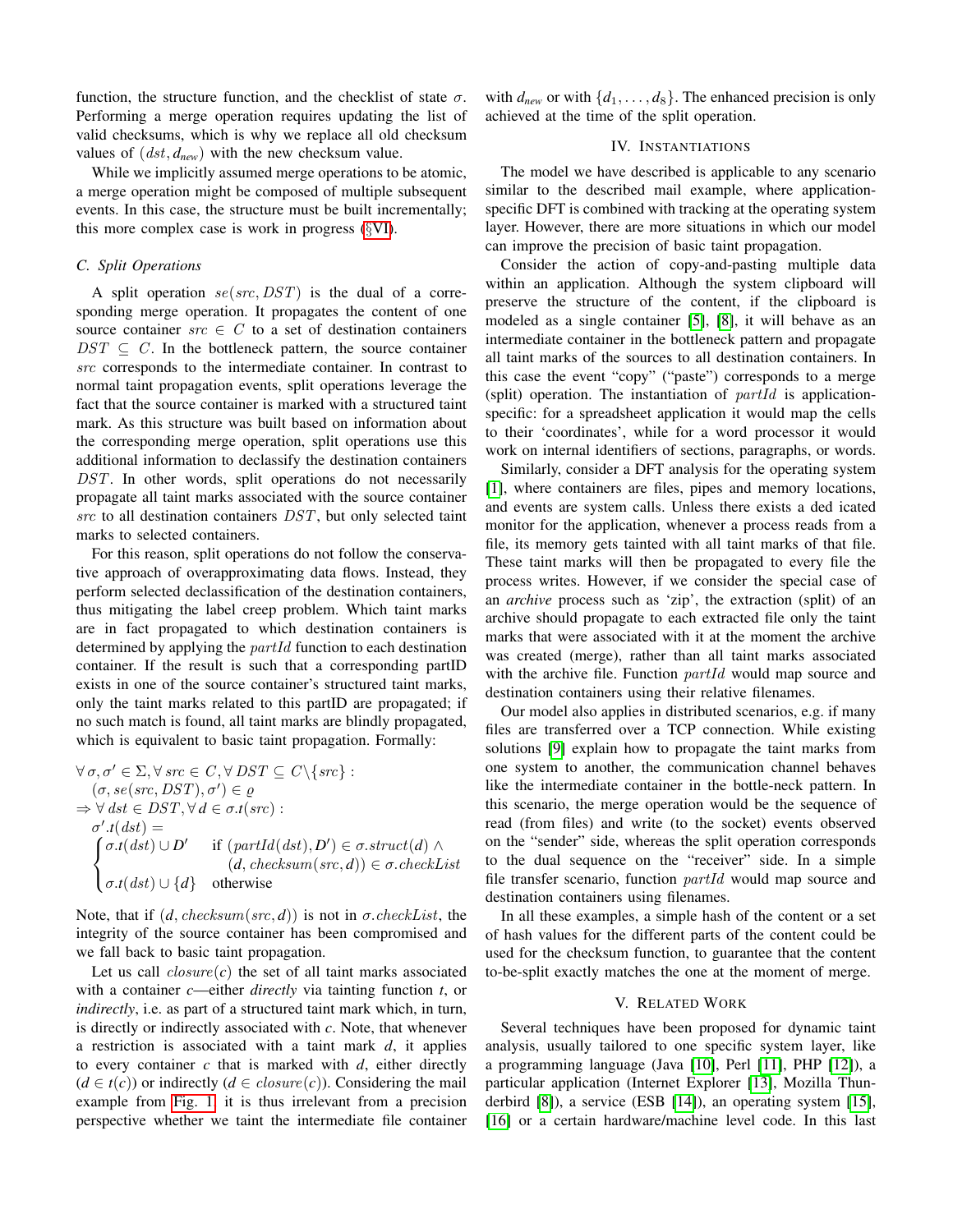function, the structure function, and the checklist of state $\sigma$. Performing a merge operation requires updating the list of valid checksums, which is why we replace all old checksum values of $(dst, d_{new})$ with the new checksum value.

While we implicitly assumed merge operations to be atomic, a merge operation might be composed of multiple subsequent events. In this case, the structure must be built incrementally; this more complex case is work in progress (§VI).

### C. Split Operations

A split operation $se(src, DST)$ is the dual of a corresponding merge operation. It propagates the content of one source container $src \in C$ to a set of destination containers $DST \subseteq C$. In the bottleneck pattern, the source container $src$ corresponds to the intermediate container. In contrast to normal taint propagation events, split operations leverage the fact that the source container is marked with a structured taint mark. As this structure was built based on information about the corresponding merge operation, split operations use this additional information to declassify the destination containers $DST$. In other words, split operations do not necessarily propagate all taint marks associated with the source container $src$ to all destination containers $DST$, but only selected taint marks to selected containers.

For this reason, split operations do not follow the conservative approach of overapproximating data flows. Instead, they perform selected declassification of the destination containers, thus mitigating the label creep problem. Which taint marks are in fact propagated to which destination containers is determined by applying the $partId$ function to each destination container. If the result is such that a corresponding partID exists in one of the source container's structured taint marks, only the taint marks related to this partID are propagated; if no such match is found, all taint marks are blindly propagated, which is equivalent to basic taint propagation. Formally:

$$
\begin{aligned}
&\forall\, \sigma, \sigma' \in \Sigma, \forall\, src \in C, \forall\, DST \subseteq C\backslash\{src\}: \\
&\quad (\sigma, se(src, DST), \sigma') \in \varrho \\
&\Rightarrow \forall\, dst \in DST, \forall\, d \in \sigma.t(src): \\
&\quad \sigma'.t(dst) = \\
&\quad \begin{cases} \sigma.t(dst) \cup D' & \text{if } (partId(dst), D') \in \sigma.struct(d) \,\wedge \\ & \quad (d, checksum(src, d)) \in \sigma.checkList \\ \sigma.t(dst) \cup \{d\} & \text{otherwise} \end{cases}
\end{aligned}
$$

Note, that if $(d, checksum(src, d))$ is not in $\sigma.checkList$, the integrity of the source container has been compromised and we fall back to basic taint propagation.

Let us call $closure(c)$ the set of all taint marks associated with a container $c$—either *directly* via tainting function $t$, or *indirectly*, i.e. as part of a structured taint mark which, in turn, is directly or indirectly associated with $c$. Note, that whenever a restriction is associated with a taint mark $d$, it applies to every container $c$ that is marked with $d$, either directly ($d \in t(c)$) or indirectly ($d \in closure(c)$). Considering the mail example from Fig. 1, it is thus irrelevant from a precision perspective whether we taint the intermediate file container with $d_{new}$ or with $\{d_1, \ldots, d_8\}$. The enhanced precision is only achieved at the time of the split operation.

## IV. Instantiations

The model we have described is applicable to any scenario similar to the described mail example, where application-specific DFT is combined with tracking at the operating system layer. However, there are more situations in which our model can improve the precision of basic taint propagation.

Consider the action of copy-and-pasting multiple data within an application. Although the system clipboard will preserve the structure of the content, if the clipboard is modeled as a single container [5], [8], it will behave as an intermediate container in the bottleneck pattern and propagate all taint marks of the sources to all destination containers. In this case the event "copy" ("paste") corresponds to a merge (split) operation. The instantiation of $partId$ is application-specific: for a spreadsheet application it would map the cells to their 'coordinates', while for a word processor it would work on internal identifiers of sections, paragraphs, or words.

Similarly, consider a DFT analysis for the operating system [1], where containers are files, pipes and memory locations, and events are system calls. Unless there exists a ded icated monitor for the application, whenever a process reads from a file, its memory gets tainted with all taint marks of that file. These taint marks will then be propagated to every file the process writes. However, if we consider the special case of an *archive* process such as 'zip', the extraction (split) of an archive should propagate to each extracted file only the taint marks that were associated with it at the moment the archive was created (merge), rather than all taint marks associated with the archive file. Function $partId$ would map source and destination containers using their relative filenames.

Our model also applies in distributed scenarios, e.g. if many files are transferred over a TCP connection. While existing solutions [9] explain how to propagate the taint marks from one system to another, the communication channel behaves like the intermediate container in the bottle-neck pattern. In this scenario, the merge operation would be the sequence of read (from files) and write (to the socket) events observed on the "sender" side, whereas the split operation corresponds to the dual sequence on the "receiver" side. In a simple file transfer scenario, function $partId$ would map source and destination containers using filenames.

In all these examples, a simple hash of the content or a set of hash values for the different parts of the content could be used for the checksum function, to guarantee that the content to-be-split exactly matches the one at the moment of merge.

## V. Related Work

Several techniques have been proposed for dynamic taint analysis, usually tailored to one specific system layer, like a programming language (Java [10], Perl [11], PHP [12]), a particular application (Internet Explorer [13], Mozilla Thunderbird [8]), a service (ESB [14]), an operating system [15], [16] or a certain hardware/machine level code. In this last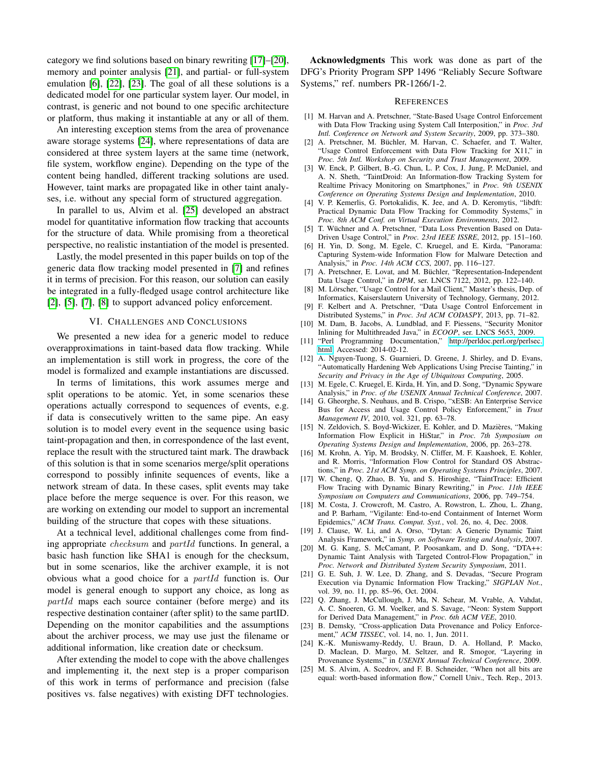category we find solutions based on binary rewriting [17]–[20], memory and pointer analysis [21], and partial- or full-system emulation [6], [22], [23]. The goal of all these solutions is a dedicated model for one particular system layer. Our model, in contrast, is generic and not bound to one specific architecture or platform, thus making it instantiable at any or all of them.

An interesting exception stems from the area of provenance aware storage systems [24], where representations of data are considered at three system layers at the same time (network, file system, workflow engine). Depending on the type of the content being handled, different tracking solutions are used. However, taint marks are propagated like in other taint analyses, i.e. without any special form of structured aggregation.

In parallel to us, Alvim et al. [25] developed an abstract model for quantitative information flow tracking that accounts for the structure of data. While promising from a theoretical perspective, no realistic instantiation of the model is presented.

Lastly, the model presented in this paper builds on top of the generic data flow tracking model presented in [7] and refines it in terms of precision. For this reason, our solution can easily be integrated in a fully-fledged usage control architecture like [2], [5], [7], [8] to support advanced policy enforcement.

## VI. Challenges and Conclusions

We presented a new idea for a generic model to reduce overapproximations in taint-based data flow tracking. While an implementation is still work in progress, the core of the model is formalized and example instantiations are discussed.

In terms of limitations, this work assumes merge and split operations to be atomic. Yet, in some scenarios these operations actually correspond to sequences of events, e.g. if data is consecutively written to the same pipe. An easy solution is to model every event in the sequence using basic taint-propagation and then, in correspondence of the last event, replace the result with the structured taint mark. The drawback of this solution is that in some scenarios merge/split operations correspond to possibly infinite sequences of events, like a network stream of data. In these cases, split events may take place before the merge sequence is over. For this reason, we are working on extending our model to support an incremental building of the structure that copes with these situations.

At a technical level, additional challenges come from finding appropriate $checksum$ and $partId$ functions. In general, a basic hash function like SHA1 is enough for the checksum, but in some scenarios, like the archiver example, it is not obvious what a good choice for a $partId$ function is. Our model is general enough to support any choice, as long as $partId$ maps each source container (before merge) and its respective destination container (after split) to the same partID. Depending on the monitor capabilities and the assumptions about the archiver process, we may use just the filename or additional information, like creation date or checksum.

After extending the model to cope with the above challenges and implementing it, the next step is a proper comparison of this work in terms of performance and precision (false positives vs. false negatives) with existing DFT technologies.

**Acknowledgments** This work was done as part of the DFG's Priority Program SPP 1496 "Reliably Secure Software Systems," ref. numbers PR-1266/1-2.

## References

[1] M. Harvan and A. Pretschner, "State-Based Usage Control Enforcement with Data Flow Tracking using System Call Interposition," in *Proc. 3rd Intl. Conference on Network and System Security*, 2009, pp. 373–380.

[2] A. Pretschner, M. Büchler, M. Harvan, C. Schaefer, and T. Walter, "Usage Control Enforcement with Data Flow Tracking for X11," in *Proc. 5th Intl. Workshop on Security and Trust Management*, 2009.

[3] W. Enck, P. Gilbert, B.-G. Chun, L. P. Cox, J. Jung, P. McDaniel, and A. N. Sheth, "TaintDroid: An Information-flow Tracking System for Realtime Privacy Monitoring on Smartphones," in *Proc. 9th USENIX Conference on Operating Systems Design and Implementation*, 2010.

[4] V. P. Kemerlis, G. Portokalidis, K. Jee, and A. D. Keromytis, "libdft: Practical Dynamic Data Flow Tracking for Commodity Systems," in *Proc. 8th ACM Conf. on Virtual Execution Environments*, 2012.

[5] T. Wüchner and A. Pretschner, "Data Loss Prevention Based on Data-Driven Usage Control," in *Proc. 23rd IEEE ISSRE*, 2012, pp. 151–160.

[6] H. Yin, D. Song, M. Egele, C. Kruegel, and E. Kirda, "Panorama: Capturing System-wide Information Flow for Malware Detection and Analysis," in *Proc. 14th ACM CCS*, 2007, pp. 116–127.

[7] A. Pretschner, E. Lovat, and M. Büchler, "Representation-Independent Data Usage Control," in *DPM*, ser. LNCS 7122, 2012, pp. 122–140.

[8] M. Lörscher, "Usage Control for a Mail Client," Master's thesis, Dep. of Informatics, Kaiserslautern University of Technology, Germany, 2012.

[9] F. Kelbert and A. Pretschner, "Data Usage Control Enforcement in Distributed Systems," in *Proc. 3rd ACM CODASPY*, 2013, pp. 71–82.

[10] M. Dam, B. Jacobs, A. Lundblad, and F. Piessens, "Security Monitor Inlining for Multithreaded Java," in *ECOOP*, ser. LNCS 5653, 2009.

[11] "Perl Programming Documentation," http://perldoc.perl.org/perlsec.html, Accessed: 2014-02-12.

[12] A. Nguyen-Tuong, S. Guarnieri, D. Greene, J. Shirley, and D. Evans, "Automatically Hardening Web Applications Using Precise Tainting," in *Security and Privacy in the Age of Ubiquitous Computing*, 2005.

[13] M. Egele, C. Kruegel, E. Kirda, H. Yin, and D. Song, "Dynamic Spyware Analysis," in *Proc. of the USENIX Annual Technical Conference*, 2007.

[14] G. Gheorghe, S. Neuhaus, and B. Crispo, "xESB: An Enterprise Service Bus for Access and Usage Control Policy Enforcement," in *Trust Management IV*, 2010, vol. 321, pp. 63–78.

[15] N. Zeldovich, S. Boyd-Wickizer, E. Kohler, and D. Mazières, "Making Information Flow Explicit in HiStar," in *Proc. 7th Symposium on Operating Systems Design and Implementation*, 2006, pp. 263–278.

[16] M. Krohn, A. Yip, M. Brodsky, N. Cliffer, M. F. Kaashoek, E. Kohler, and R. Morris, "Information Flow Control for Standard OS Abstractions," in *Proc. 21st ACM Symp. on Operating Systems Principles*, 2007.

[17] W. Cheng, Q. Zhao, B. Yu, and S. Hiroshige, "TaintTrace: Efficient Flow Tracing with Dynamic Binary Rewriting," in *Proc. 11th IEEE Symposium on Computers and Communications*, 2006, pp. 749–754.

[18] M. Costa, J. Crowcroft, M. Castro, A. Rowstron, L. Zhou, L. Zhang, and P. Barham, "Vigilante: End-to-end Containment of Internet Worm Epidemics," *ACM Trans. Comput. Syst.*, vol. 26, no. 4, Dec. 2008.

[19] J. Clause, W. Li, and A. Orso, "Dytan: A Generic Dynamic Taint Analysis Framework," in *Symp. on Software Testing and Analysis*, 2007.

[20] M. G. Kang, S. McCamant, P. Poosankam, and D. Song, "DTA++: Dynamic Taint Analysis with Targeted Control-Flow Propagation," in *Proc. Network and Distributed System Security Symposium*, 2011.

[21] G. E. Suh, J. W. Lee, D. Zhang, and S. Devadas, "Secure Program Execution via Dynamic Information Flow Tracking," *SIGPLAN Not.*, vol. 39, no. 11, pp. 85–96, Oct. 2004.

[22] Q. Zhang, J. McCullough, J. Ma, N. Schear, M. Vrable, A. Vahdat, A. C. Snoeren, G. M. Voelker, and S. Savage, "Neon: System Support for Derived Data Management," in *Proc. 6th ACM VEE*, 2010.

[23] B. Demsky, "Cross-application Data Provenance and Policy Enforcement," *ACM TISSEC*, vol. 14, no. 1, Jun. 2011.

[24] K.-K. Muniswamy-Reddy, U. Braun, D. A. Holland, P. Macko, D. Maclean, D. Margo, M. Seltzer, and R. Smogor, "Layering in Provenance Systems," in *USENIX Annual Technical Conference*, 2009.

[25] M. S. Alvim, A. Scedrov, and F. B. Schneider, "When not all bits are equal: worth-based information flow," Cornell Univ., Tech. Rep., 2013.